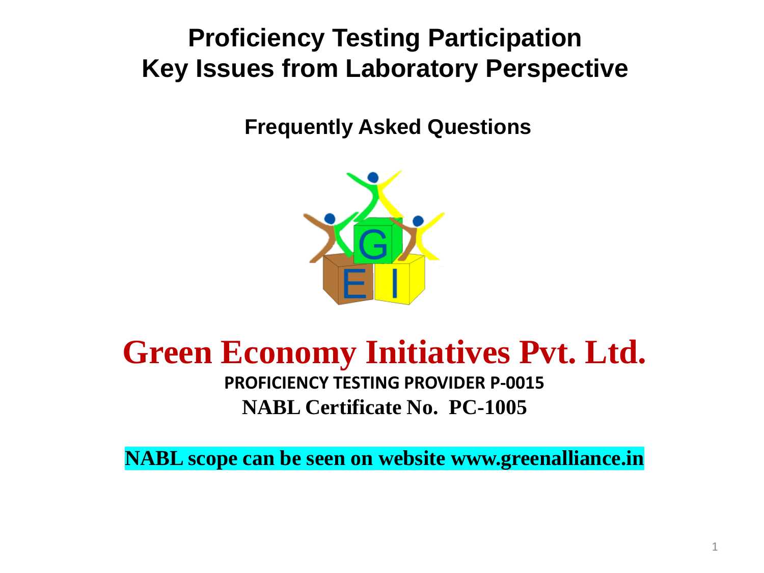# Proficiency Testing Participation
# Key Issues from Laboratory Perspective

## Frequently Asked Questions

## Green Economy Initiatives Pvt. Ltd.

**PROFICIENCY TESTING PROVIDER P-0015**

**NABL Certificate No. PC-1005**

**NABL scope can be seen on website www.greenalliance.in**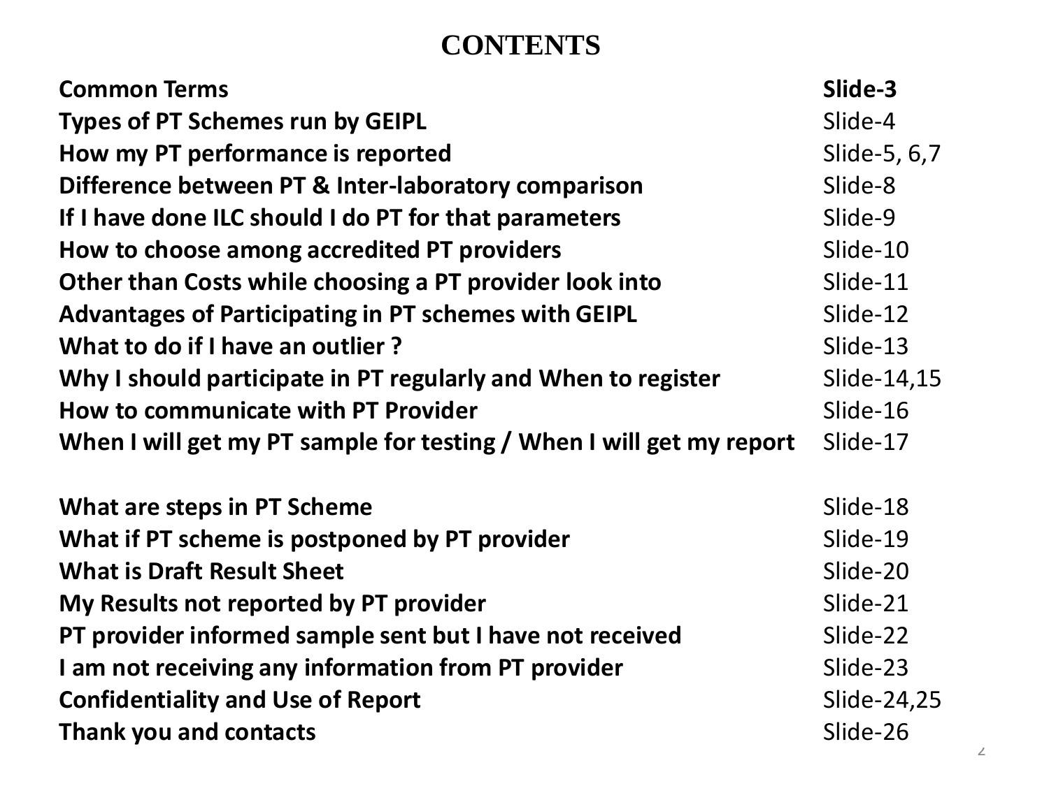# CONTENTS

| | |
|---|---|
| **Common Terms** | **Slide-3** |
| **Types of PT Schemes run by GEIPL** | Slide-4 |
| **How my PT performance is reported** | Slide-5, 6,7 |
| **Difference between PT & Inter-laboratory comparison** | Slide-8 |
| **If I have done ILC should I do PT for that parameters** | Slide-9 |
| **How to choose among accredited PT providers** | Slide-10 |
| **Other than Costs while choosing a PT provider look into** | Slide-11 |
| **Advantages of Participating in PT schemes with GEIPL** | Slide-12 |
| **What to do if I have an outlier ?** | Slide-13 |
| **Why I should participate in PT regularly and When to register** | Slide-14,15 |
| **How to communicate with PT Provider** | Slide-16 |
| **When I will get my PT sample for testing / When I will get my report** | Slide-17 |
| | |
| **What are steps in PT Scheme** | Slide-18 |
| **What if PT scheme is postponed by PT provider** | Slide-19 |
| **What is Draft Result Sheet** | Slide-20 |
| **My Results not reported by PT provider** | Slide-21 |
| **PT provider informed sample sent but I have not received** | Slide-22 |
| **I am not receiving any information from PT provider** | Slide-23 |
| **Confidentiality and Use of Report** | Slide-24,25 |
| **Thank you and contacts** | Slide-26 |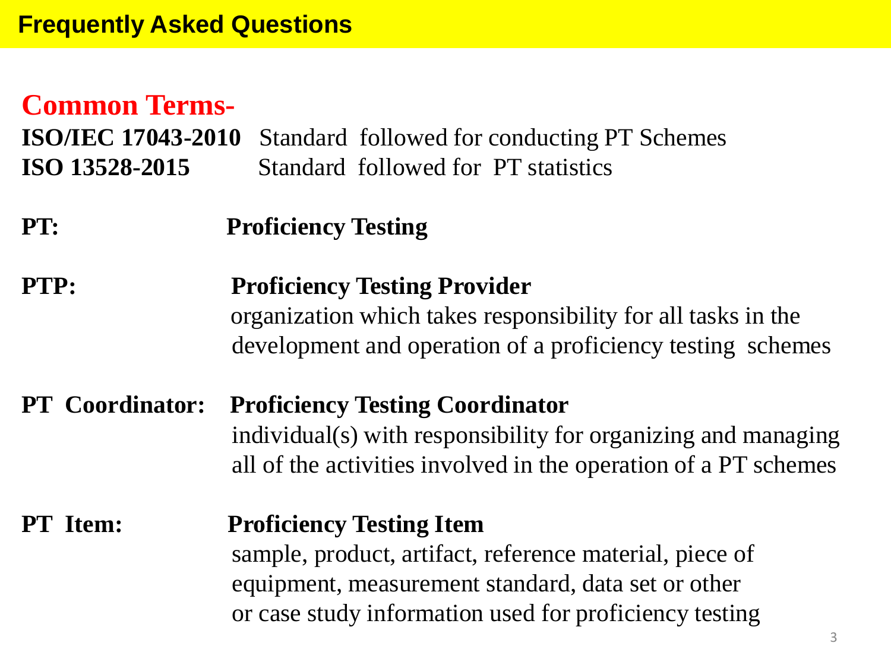# Frequently Asked Questions

## Common Terms-

**ISO/IEC 17043-2010** Standard followed for conducting PT Schemes
**ISO 13528-2015** Standard followed for PT statistics

**PT:** **Proficiency Testing**

**PTP:** **Proficiency Testing Provider**
organization which takes responsibility for all tasks in the development and operation of a proficiency testing schemes

**PT Coordinator:** **Proficiency Testing Coordinator**
individual(s) with responsibility for organizing and managing all of the activities involved in the operation of a PT schemes

**PT Item:** **Proficiency Testing Item**
sample, product, artifact, reference material, piece of equipment, measurement standard, data set or other or case study information used for proficiency testing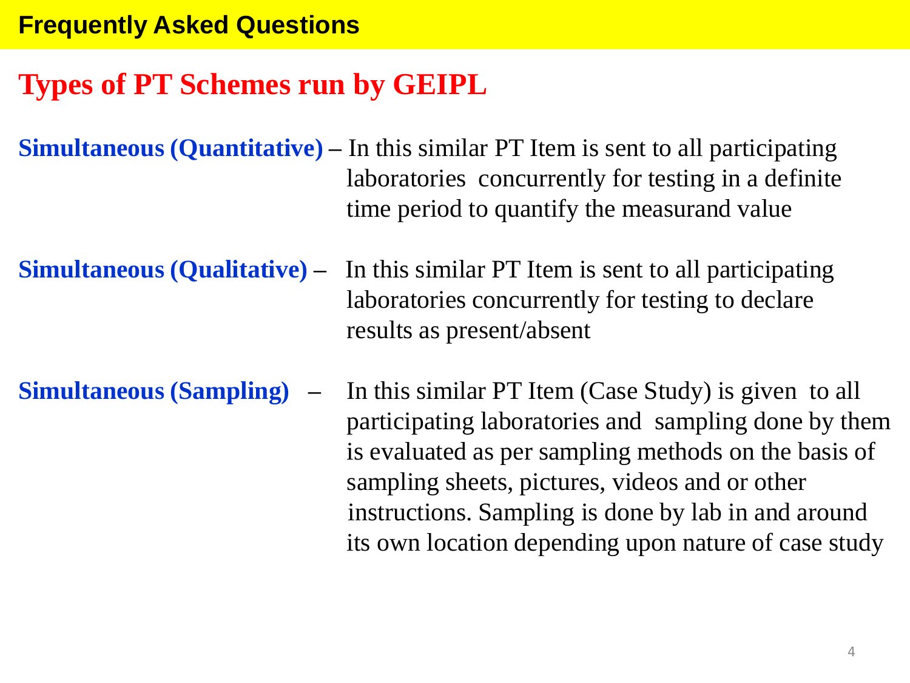## Frequently Asked Questions

# Types of PT Schemes run by GEIPL

**Simultaneous (Quantitative)** – In this similar PT Item is sent to all participating laboratories concurrently for testing in a definite time period to quantify the measurand value

**Simultaneous (Qualitative)** – In this similar PT Item is sent to all participating laboratories concurrently for testing to declare results as present/absent

**Simultaneous (Sampling)** – In this similar PT Item (Case Study) is given to all participating laboratories and sampling done by them is evaluated as per sampling methods on the basis of sampling sheets, pictures, videos and or other instructions. Sampling is done by lab in and around its own location depending upon nature of case study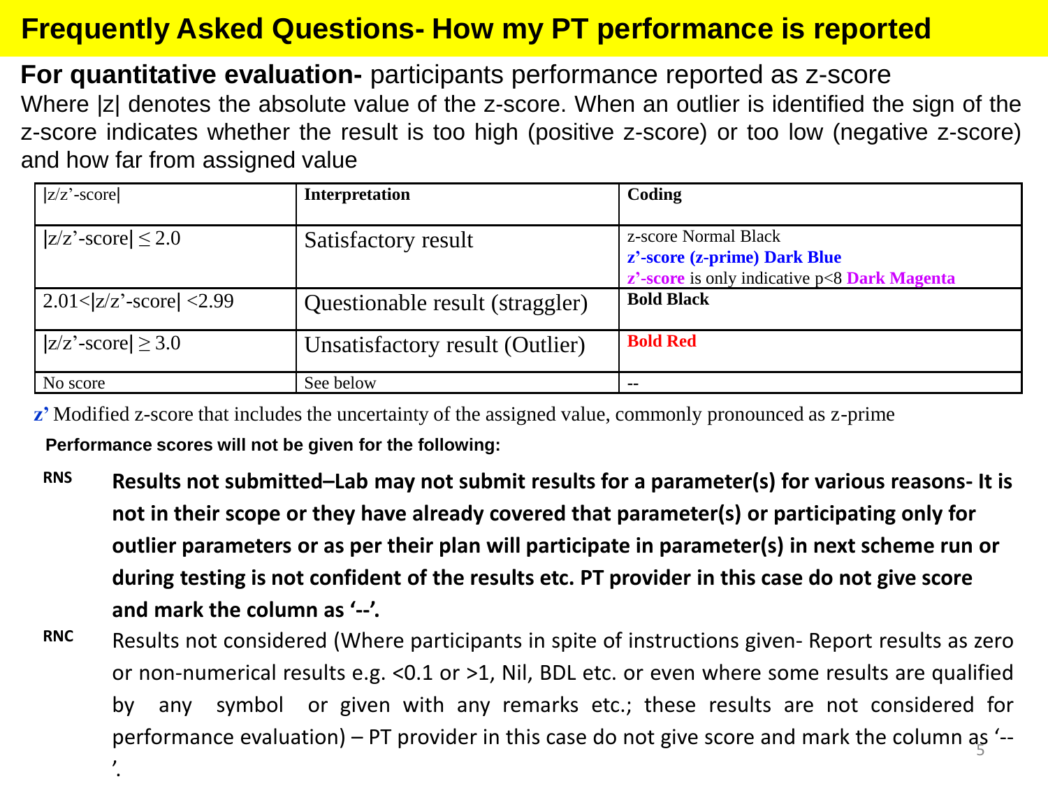# Frequently Asked Questions- How my PT performance is reported

**For quantitative evaluation-** participants performance reported as z-score

Where |z| denotes the absolute value of the z-score. When an outlier is identified the sign of the z-score indicates whether the result is too high (positive z-score) or too low (negative z-score) and how far from assigned value

| \|z/z'-score\| | **Interpretation** | **Coding** |
|---|---|---|
| $\|z/z'\text{-score}\| \leq 2.0$ | Satisfactory result | z-score Normal Black<br>**z'-score (z-prime) Dark Blue**<br>**z'-score** is only indicative p<8 **Dark Magenta** |
| $2.01 < \|z/z'\text{-score}\| < 2.99$ | Questionable result (straggler) | **Bold Black** |
| $\|z/z'\text{-score}\| \geq 3.0$ | Unsatisfactory result (Outlier) | **Bold Red** |
| No score | See below | -- |

**z'** Modified z-score that includes the uncertainty of the assigned value, commonly pronounced as z-prime

**Performance scores will not be given for the following:**

- **RNS** **Results not submitted–Lab may not submit results for a parameter(s) for various reasons- It is not in their scope or they have already covered that parameter(s) or participating only for outlier parameters or as per their plan will participate in parameter(s) in next scheme run or during testing is not confident of the results etc. PT provider in this case do not give score and mark the column as '--'.**

- **RNC** Results not considered (Where participants in spite of instructions given- Report results as zero or non-numerical results e.g. <0.1 or >1, Nil, BDL etc. or even where some results are qualified by any symbol or given with any remarks etc.; these results are not considered for performance evaluation) – PT provider in this case do not give score and mark the column as '--'.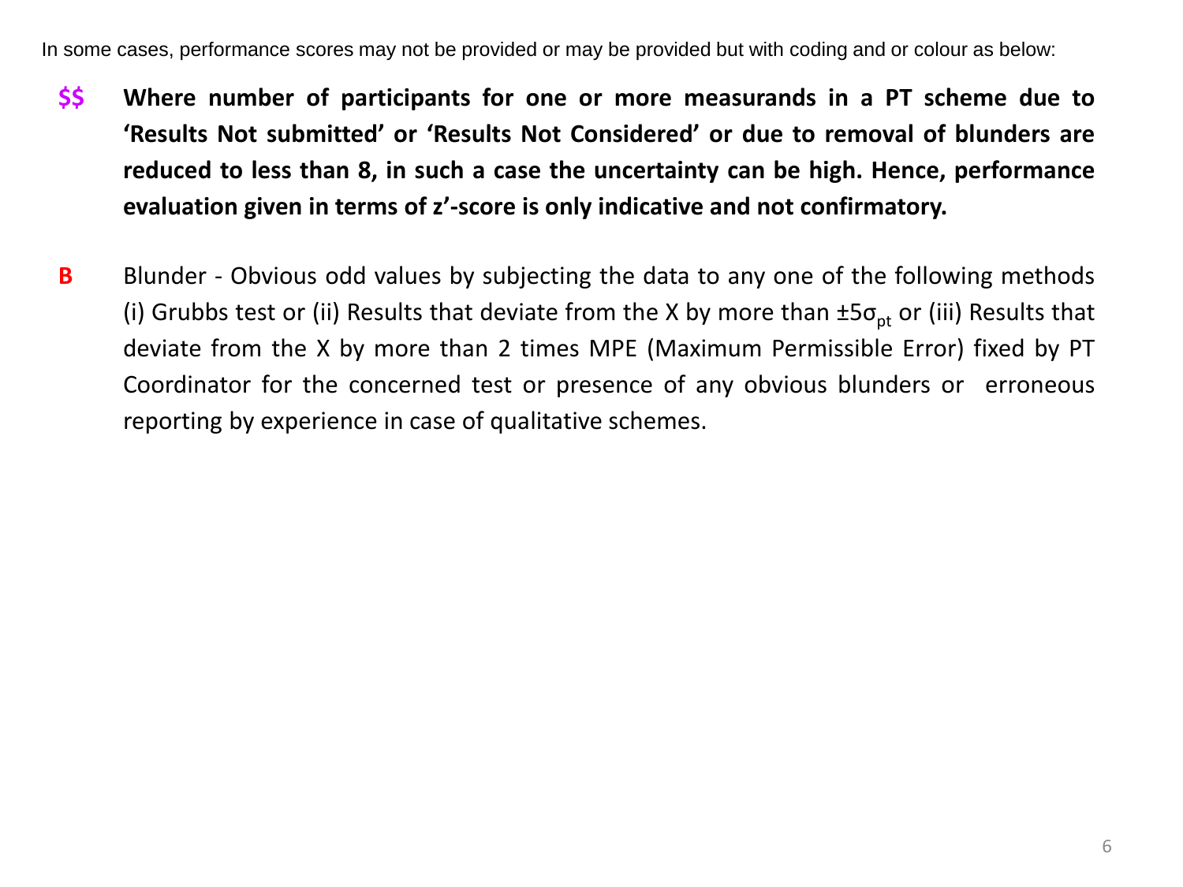In some cases, performance scores may not be provided or may be provided but with coding and or colour as below:

**$$** **Where number of participants for one or more measurands in a PT scheme due to 'Results Not submitted' or 'Results Not Considered' or due to removal of blunders are reduced to less than 8, in such a case the uncertainty can be high. Hence, performance evaluation given in terms of z'-score is only indicative and not confirmatory.**

**B** Blunder - Obvious odd values by subjecting the data to any one of the following methods (i) Grubbs test or (ii) Results that deviate from the X by more than $\pm 5\sigma_{pt}$ or (iii) Results that deviate from the X by more than 2 times MPE (Maximum Permissible Error) fixed by PT Coordinator for the concerned test or presence of any obvious blunders or erroneous reporting by experience in case of qualitative schemes.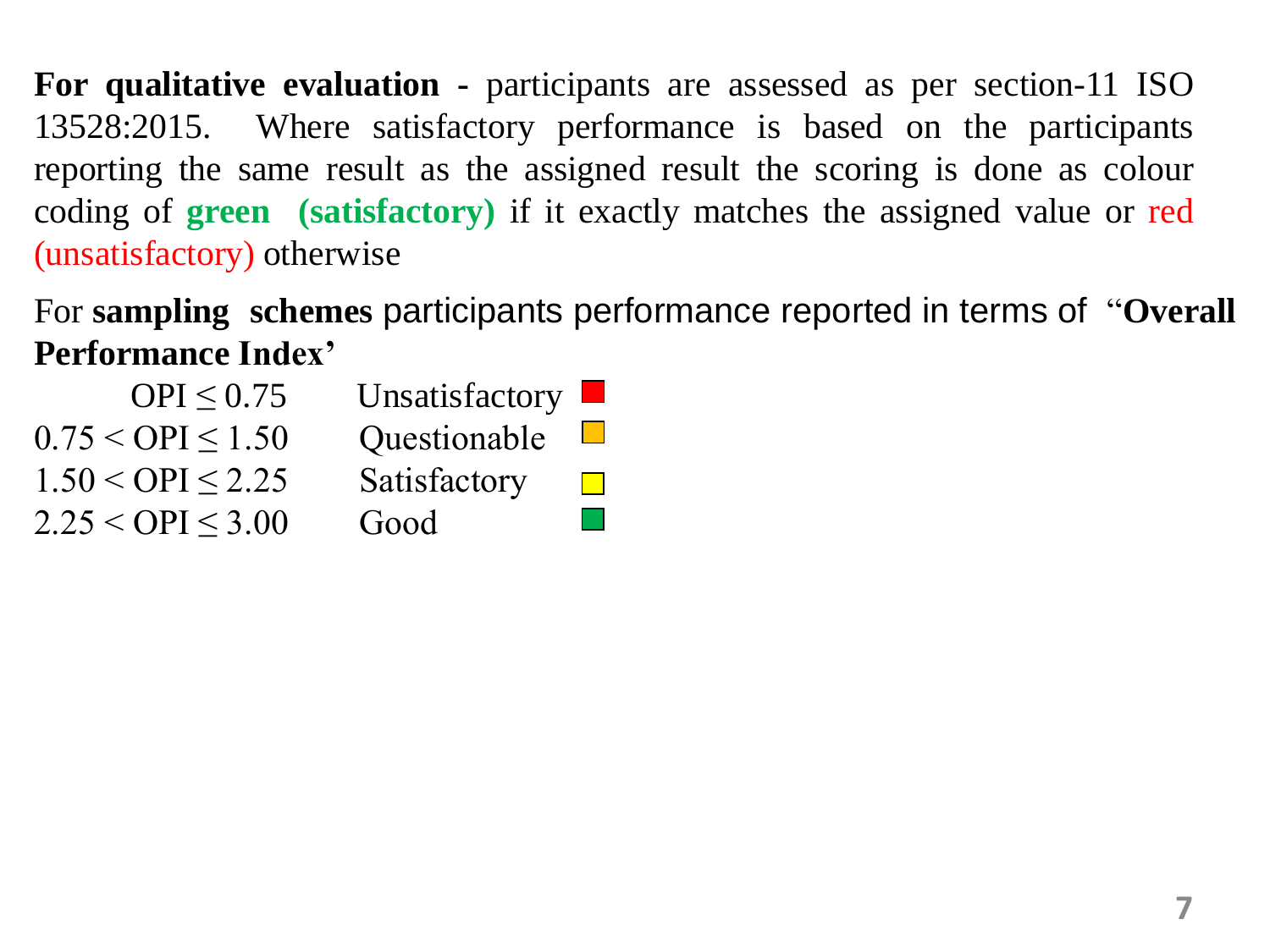**For qualitative evaluation -** participants are assessed as per section-11 ISO 13528:2015. Where satisfactory performance is based on the participants reporting the same result as the assigned result the scoring is done as colour coding of **green (satisfactory)** if it exactly matches the assigned value or red (unsatisfactory) otherwise

For **sampling schemes** participants performance reported in terms of "**Overall Performance Index'**

| Range | Rating |
|---|---|
| $OPI \leq 0.75$ | Unsatisfactory |
| $0.75 < OPI \leq 1.50$ | Questionable |
| $1.50 < OPI \leq 2.25$ | Satisfactory |
| $2.25 < OPI \leq 3.00$ | Good |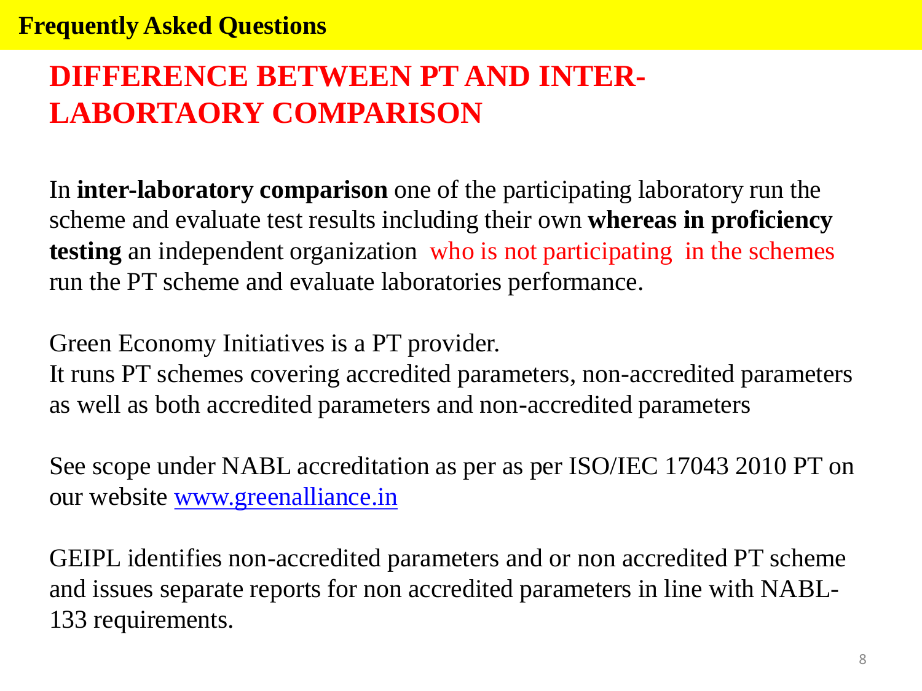**Frequently Asked Questions**

# DIFFERENCE BETWEEN PT AND INTER-LABORTAORY COMPARISON

In **inter-laboratory comparison** one of the participating laboratory run the scheme and evaluate test results including their own **whereas in proficiency testing** an independent organization who is not participating in the schemes run the PT scheme and evaluate laboratories performance.

Green Economy Initiatives is a PT provider.
It runs PT schemes covering accredited parameters, non-accredited parameters as well as both accredited parameters and non-accredited parameters

See scope under NABL accreditation as per as per ISO/IEC 17043 2010 PT on our website www.greenalliance.in

GEIPL identifies non-accredited parameters and or non accredited PT scheme and issues separate reports for non accredited parameters in line with NABL-133 requirements.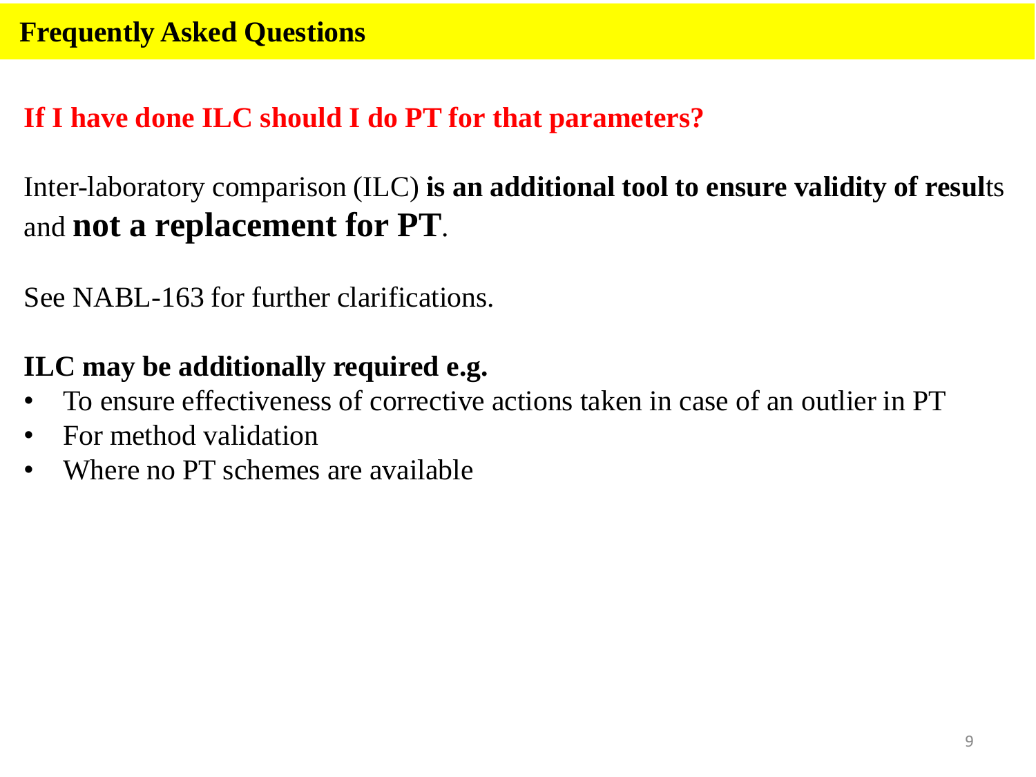## Frequently Asked Questions

### If I have done ILC should I do PT for that parameters?

Inter-laboratory comparison (ILC) **is an additional tool to ensure validity of resul**ts and **not a replacement for PT**.

See NABL-163 for further clarifications.

**ILC may be additionally required e.g.**

- To ensure effectiveness of corrective actions taken in case of an outlier in PT
- For method validation
- Where no PT schemes are available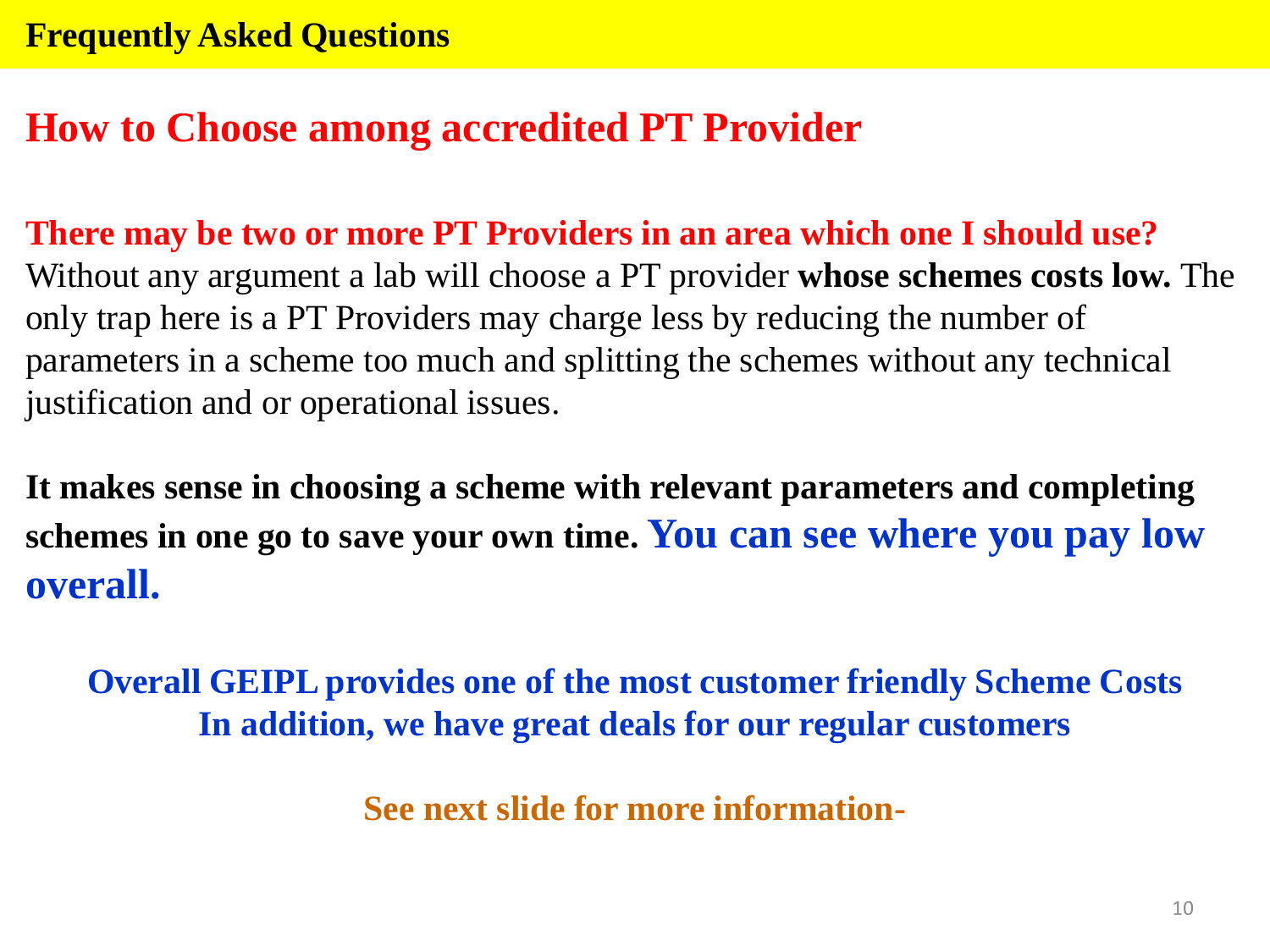**Frequently Asked Questions**

## How to Choose among accredited PT Provider

**There may be two or more PT Providers in an area which one I should use?**
Without any argument a lab will choose a PT provider **whose schemes costs low.** The only trap here is a PT Providers may charge less by reducing the number of parameters in a scheme too much and splitting the schemes without any technical justification and or operational issues.

**It makes sense in choosing a scheme with relevant parameters and completing schemes in one go to save your own time. You can see where you pay low overall.**

**Overall GEIPL provides one of the most customer friendly Scheme Costs**
**In addition, we have great deals for our regular customers**

**See next slide for more information-**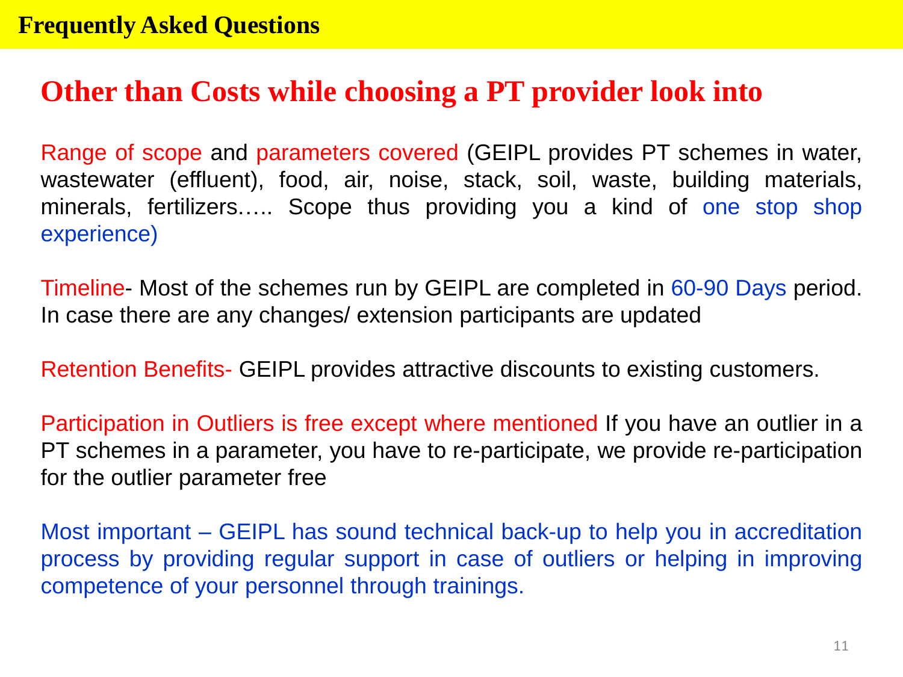# Frequently Asked Questions

## Other than Costs while choosing a PT provider look into

Range of scope and parameters covered (GEIPL provides PT schemes in water, wastewater (effluent), food, air, noise, stack, soil, waste, building materials, minerals, fertilizers….. Scope thus providing you a kind of one stop shop experience)

Timeline- Most of the schemes run by GEIPL are completed in 60-90 Days period. In case there are any changes/ extension participants are updated

Retention Benefits- GEIPL provides attractive discounts to existing customers.

Participation in Outliers is free except where mentioned If you have an outlier in a PT schemes in a parameter, you have to re-participate, we provide re-participation for the outlier parameter free

Most important – GEIPL has sound technical back-up to help you in accreditation process by providing regular support in case of outliers or helping in improving competence of your personnel through trainings.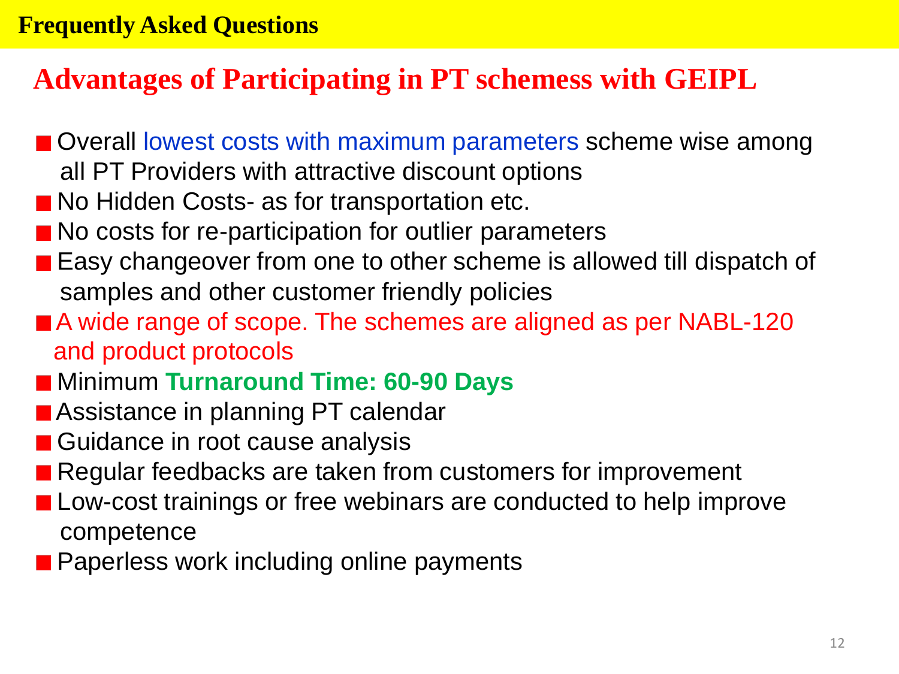**Frequently Asked Questions**

## Advantages of Participating in PT schemess with GEIPL

- Overall lowest costs with maximum parameters scheme wise among all PT Providers with attractive discount options
- No Hidden Costs- as for transportation etc.
- No costs for re-participation for outlier parameters
- Easy changeover from one to other scheme is allowed till dispatch of samples and other customer friendly policies
- A wide range of scope. The schemes are aligned as per NABL-120 and product protocols
- Minimum **Turnaround Time: 60-90 Days**
- Assistance in planning PT calendar
- Guidance in root cause analysis
- Regular feedbacks are taken from customers for improvement
- Low-cost trainings or free webinars are conducted to help improve competence
- Paperless work including online payments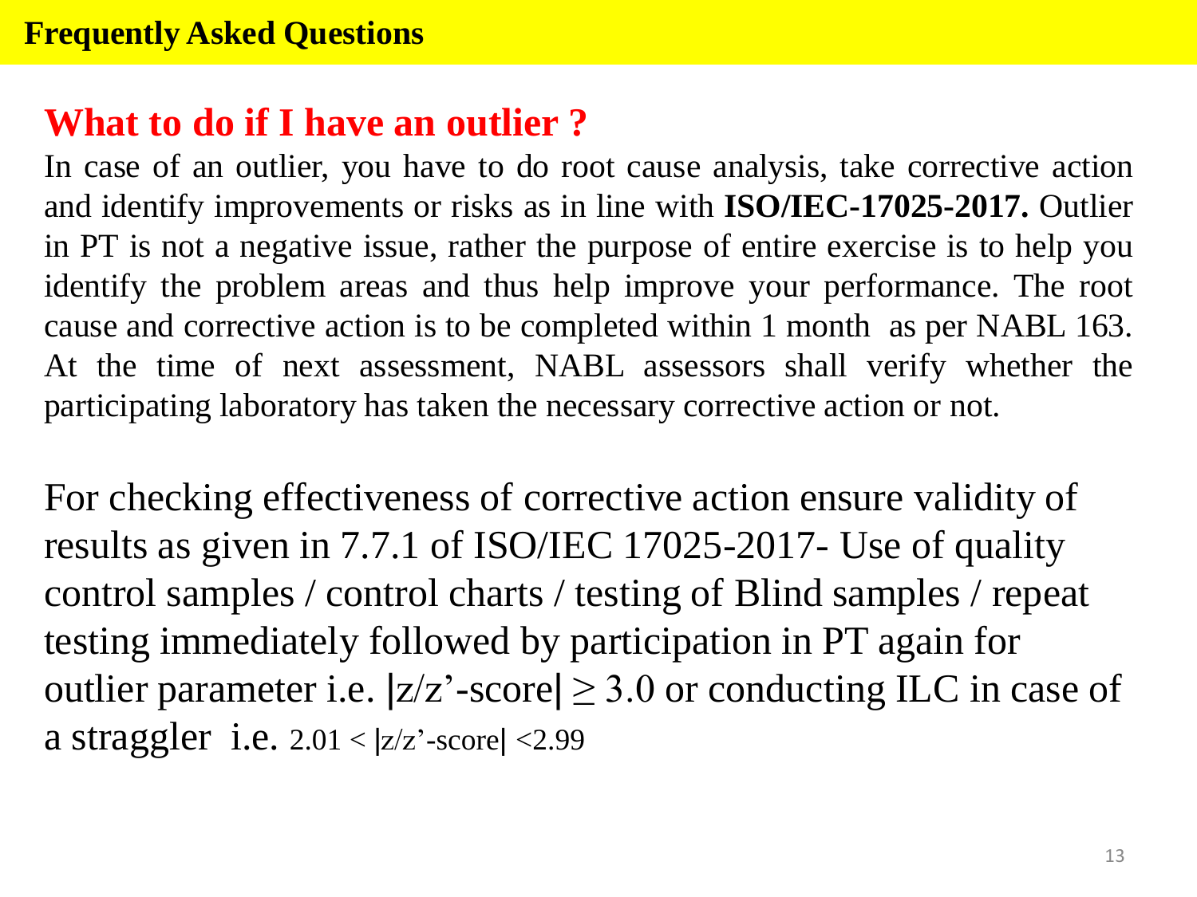## Frequently Asked Questions

### What to do if I have an outlier ?

In case of an outlier, you have to do root cause analysis, take corrective action and identify improvements or risks as in line with **ISO/IEC-17025-2017.** Outlier in PT is not a negative issue, rather the purpose of entire exercise is to help you identify the problem areas and thus help improve your performance. The root cause and corrective action is to be completed within 1 month as per NABL 163. At the time of next assessment, NABL assessors shall verify whether the participating laboratory has taken the necessary corrective action or not.

For checking effectiveness of corrective action ensure validity of results as given in 7.7.1 of ISO/IEC 17025-2017- Use of quality control samples / control charts / testing of Blind samples / repeat testing immediately followed by participation in PT again for outlier parameter i.e. $|z/z'\text{-score}| \geq 3.0$ or conducting ILC in case of a straggler i.e. $2.01 < |z/z'\text{-score}| < 2.99$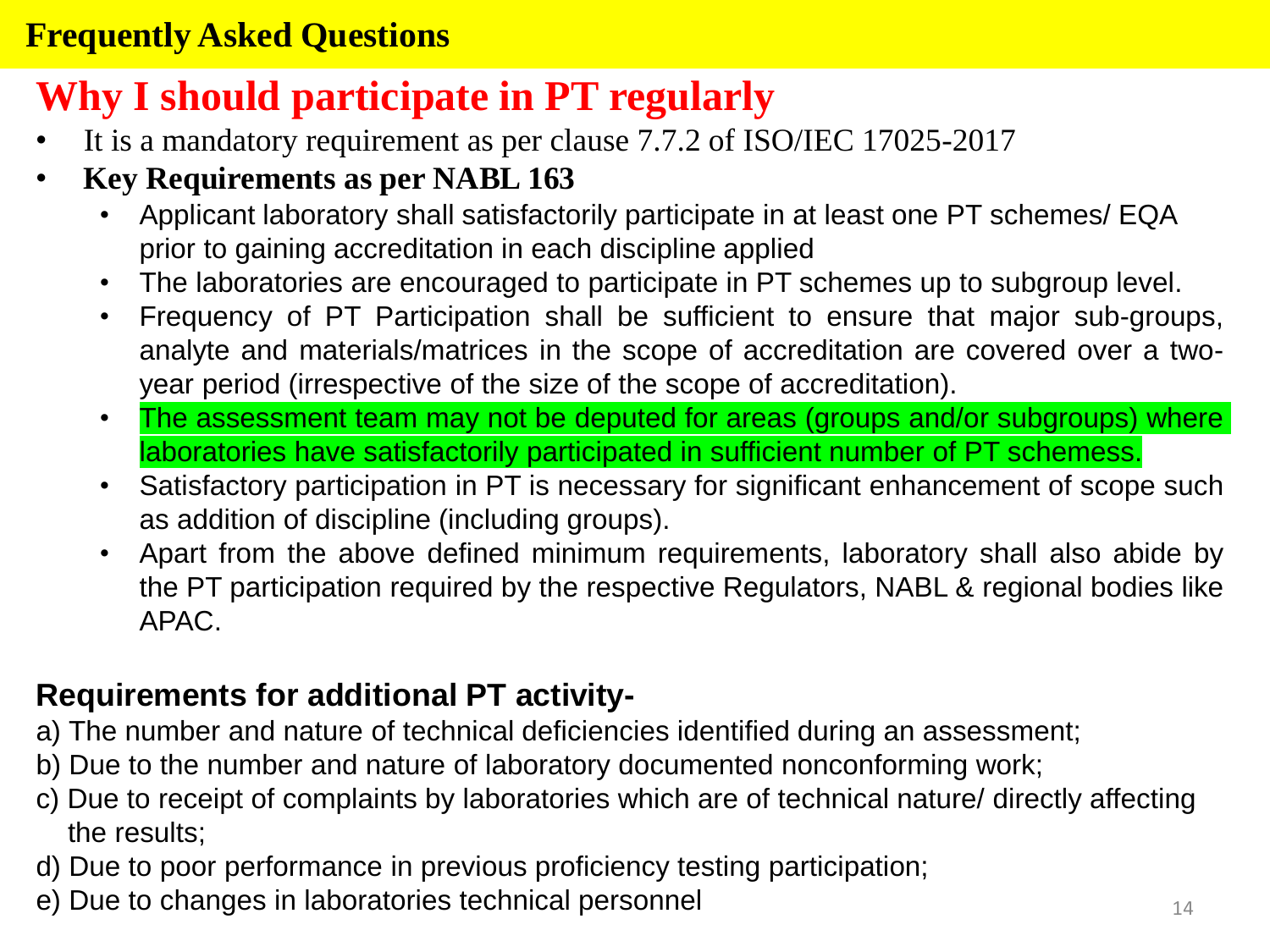## Frequently Asked Questions

# Why I should participate in PT regularly

- It is a mandatory requirement as per clause 7.7.2 of ISO/IEC 17025-2017
- **Key Requirements as per NABL 163**
  - Applicant laboratory shall satisfactorily participate in at least one PT schemes/ EQA prior to gaining accreditation in each discipline applied
  - The laboratories are encouraged to participate in PT schemes up to subgroup level.
  - Frequency of PT Participation shall be sufficient to ensure that major sub-groups, analyte and materials/matrices in the scope of accreditation are covered over a two-year period (irrespective of the size of the scope of accreditation).
  - The assessment team may not be deputed for areas (groups and/or subgroups) where laboratories have satisfactorily participated in sufficient number of PT schemess.
  - Satisfactory participation in PT is necessary for significant enhancement of scope such as addition of discipline (including groups).
  - Apart from the above defined minimum requirements, laboratory shall also abide by the PT participation required by the respective Regulators, NABL & regional bodies like APAC.

**Requirements for additional PT activity-**

a) The number and nature of technical deficiencies identified during an assessment;
b) Due to the number and nature of laboratory documented nonconforming work;
c) Due to receipt of complaints by laboratories which are of technical nature/ directly affecting the results;
d) Due to poor performance in previous proficiency testing participation;
e) Due to changes in laboratories technical personnel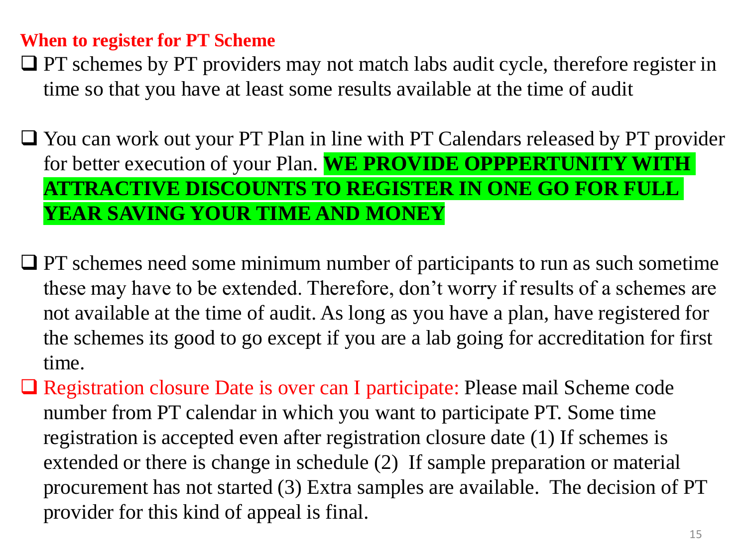## When to register for PT Scheme

- PT schemes by PT providers may not match labs audit cycle, therefore register in time so that you have at least some results available at the time of audit

- You can work out your PT Plan in line with PT Calendars released by PT provider for better execution of your Plan. **WE PROVIDE OPPPERTUNITY WITH ATTRACTIVE DISCOUNTS TO REGISTER IN ONE GO FOR FULL YEAR SAVING YOUR TIME AND MONEY**

- PT schemes need some minimum number of participants to run as such sometime these may have to be extended. Therefore, don't worry if results of a schemes are not available at the time of audit. As long as you have a plan, have registered for the schemes its good to go except if you are a lab going for accreditation for first time.
- Registration closure Date is over can I participate: Please mail Scheme code number from PT calendar in which you want to participate PT. Some time registration is accepted even after registration closure date (1) If schemes is extended or there is change in schedule (2) If sample preparation or material procurement has not started (3) Extra samples are available. The decision of PT provider for this kind of appeal is final.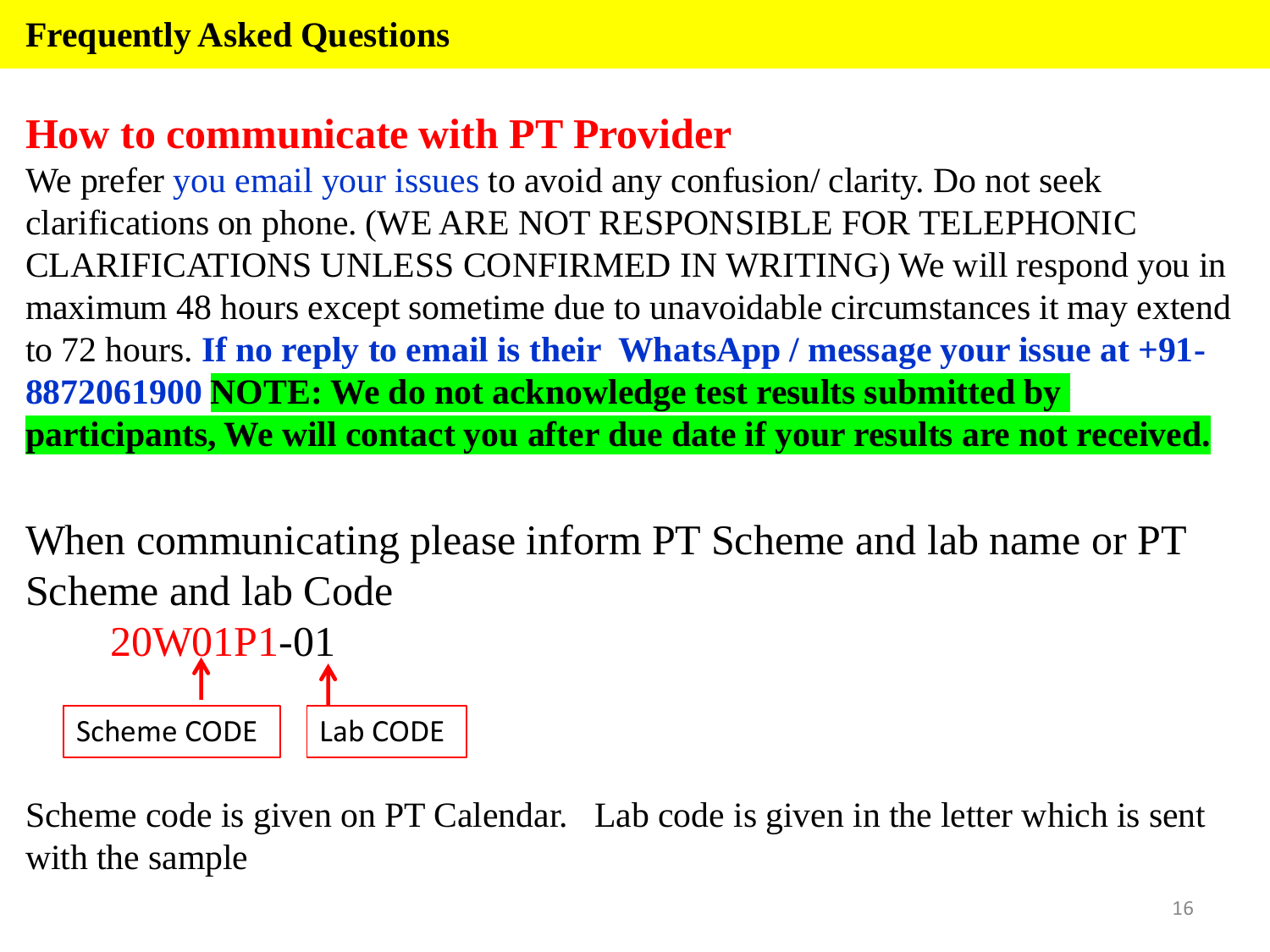**Frequently Asked Questions**

## How to communicate with PT Provider

We prefer you email your issues to avoid any confusion/ clarity. Do not seek clarifications on phone. (WE ARE NOT RESPONSIBLE FOR TELEPHONIC CLARIFICATIONS UNLESS CONFIRMED IN WRITING) We will respond you in maximum 48 hours except sometime due to unavoidable circumstances it may extend to 72 hours. **If no reply to email is their WhatsApp / message your issue at +91-8872061900** **NOTE: We do not acknowledge test results submitted by participants, We will contact you after due date if your results are not received.**

When communicating please inform PT Scheme and lab name or PT Scheme and lab Code

20W01P1-01

Scheme CODE (20W01P1) — Lab CODE (01)

Scheme code is given on PT Calendar. Lab code is given in the letter which is sent with the sample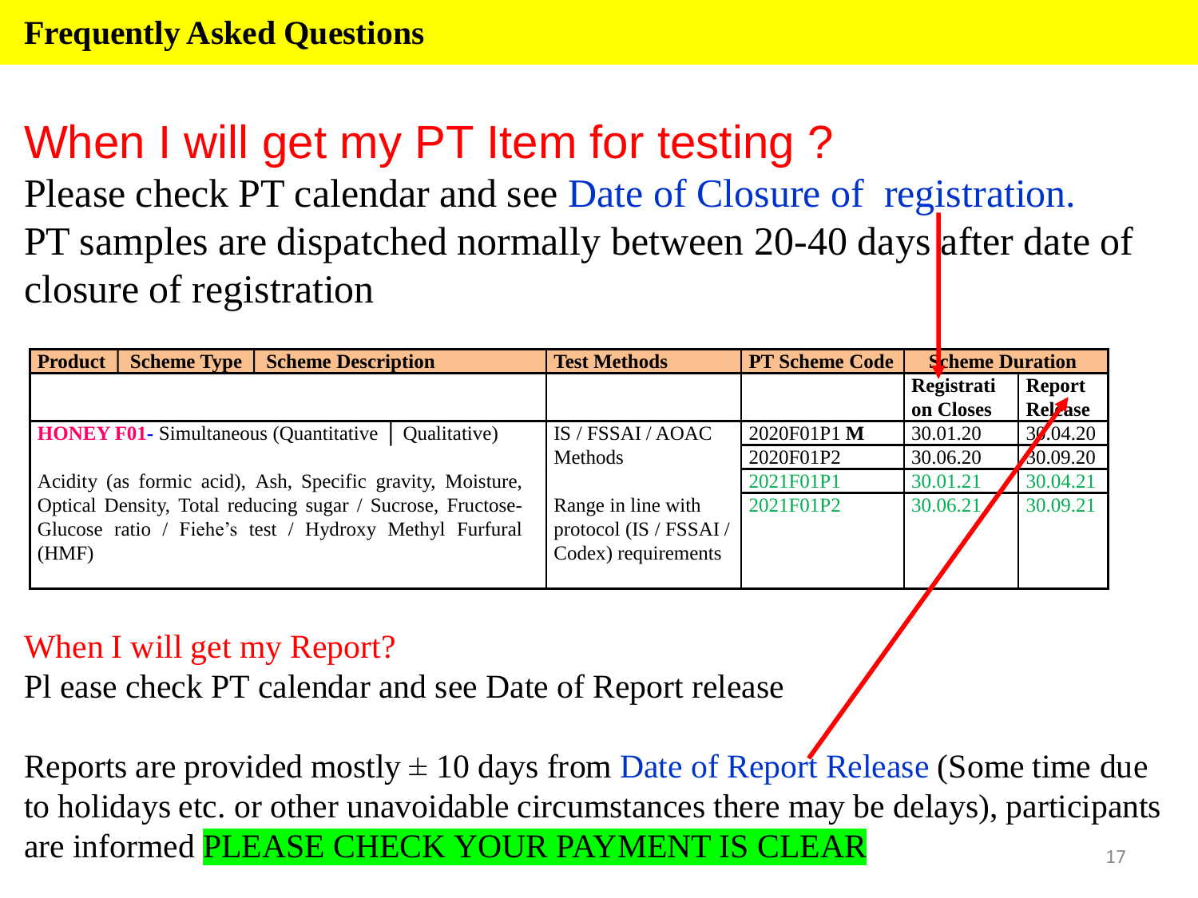## Frequently Asked Questions

# When I will get my PT Item for testing ?

Please check PT calendar and see Date of Closure of registration.
PT samples are dispatched normally between 20-40 days after date of closure of registration

| Product | Scheme Type | Scheme Description | Test Methods | PT Scheme Code | Scheme Duration | |
|---|---|---|---|---|---|---|
| | | | | | Registration Closes | Report Release |
| **HONEY F01-** Simultaneous (Quantitative \| Qualitative) Acidity (as formic acid), Ash, Specific gravity, Moisture, Optical Density, Total reducing sugar / Sucrose, Fructose-Glucose ratio / Fiehe's test / Hydroxy Methyl Furfural (HMF) | | | IS / FSSAI / AOAC Methods Range in line with protocol (IS / FSSAI / Codex) requirements | 2020F01P1 **M** | 30.01.20 | 30.04.20 |
| | | | | 2020F01P2 | 30.06.20 | 30.09.20 |
| | | | | 2021F01P1 | 30.01.21 | 30.04.21 |
| | | | | 2021F01P2 | 30.06.21 | 30.09.21 |

## When I will get my Report?

Pl ease check PT calendar and see Date of Report release

Reports are provided mostly ± 10 days from Date of Report Release (Some time due to holidays etc. or other unavoidable circumstances there may be delays), participants are informed PLEASE CHECK YOUR PAYMENT IS CLEAR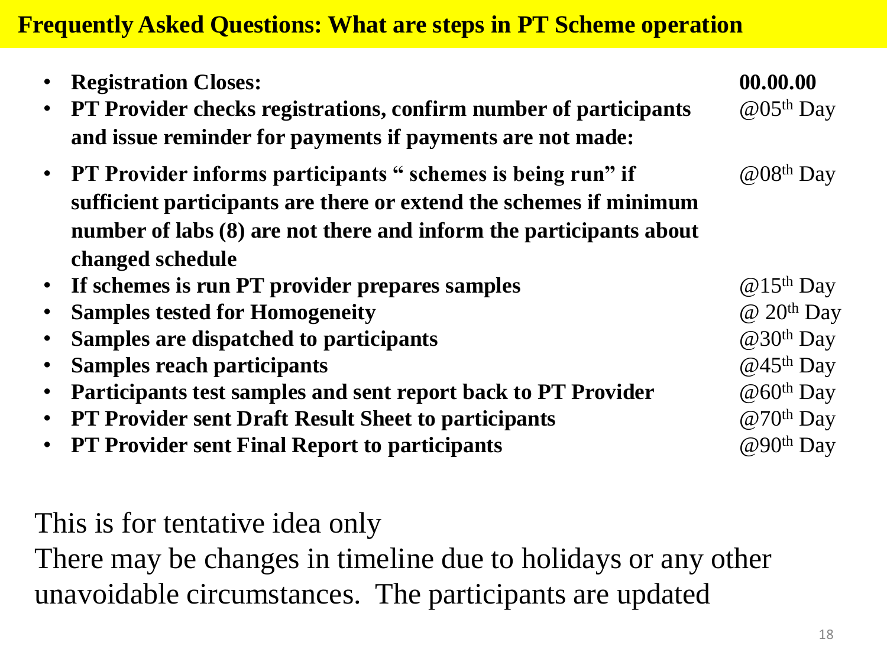# Frequently Asked Questions: What are steps in PT Scheme operation

| Step | Timeline |
|---|---|
| **Registration Closes:** | **00.00.00** |
| **PT Provider checks registrations, confirm number of participants and issue reminder for payments if payments are not made:** | @05th Day |
| **PT Provider informs participants " schemes is being run" if sufficient participants are there or extend the schemes if minimum number of labs (8) are not there and inform the participants about changed schedule** | @08th Day |
| **If schemes is run PT provider prepares samples** | @15th Day |
| **Samples tested for Homogeneity** | @ 20th Day |
| **Samples are dispatched to participants** | @30th Day |
| **Samples reach participants** | @45th Day |
| **Participants test samples and sent report back to PT Provider** | @60th Day |
| **PT Provider sent Draft Result Sheet to participants** | @70th Day |
| **PT Provider sent Final Report to participants** | @90th Day |

This is for tentative idea only

There may be changes in timeline due to holidays or any other unavoidable circumstances. The participants are updated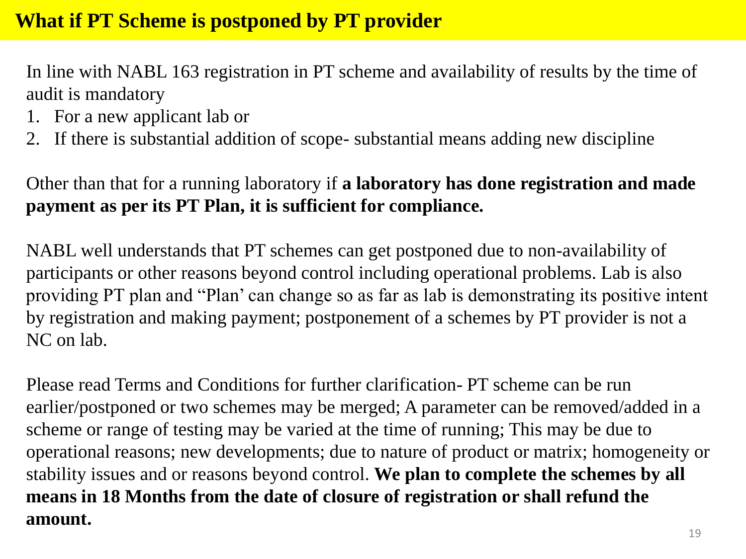# What if PT Scheme is postponed by PT provider

In line with NABL 163 registration in PT scheme and availability of results by the time of audit is mandatory

1. For a new applicant lab or
2. If there is substantial addition of scope- substantial means adding new discipline

Other than that for a running laboratory if **a laboratory has done registration and made payment as per its PT Plan, it is sufficient for compliance.**

NABL well understands that PT schemes can get postponed due to non-availability of participants or other reasons beyond control including operational problems. Lab is also providing PT plan and "Plan' can change so as far as lab is demonstrating its positive intent by registration and making payment; postponement of a schemes by PT provider is not a NC on lab.

Please read Terms and Conditions for further clarification- PT scheme can be run earlier/postponed or two schemes may be merged; A parameter can be removed/added in a scheme or range of testing may be varied at the time of running; This may be due to operational reasons; new developments; due to nature of product or matrix; homogeneity or stability issues and or reasons beyond control. **We plan to complete the schemes by all means in 18 Months from the date of closure of registration or shall refund the amount.**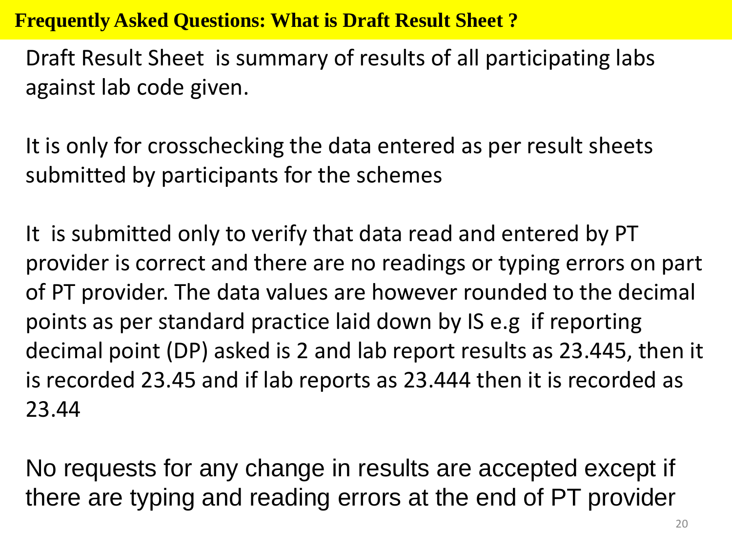# Frequently Asked Questions: What is Draft Result Sheet ?

Draft Result Sheet is summary of results of all participating labs against lab code given.

It is only for crosschecking the data entered as per result sheets submitted by participants for the schemes

It is submitted only to verify that data read and entered by PT provider is correct and there are no readings or typing errors on part of PT provider. The data values are however rounded to the decimal points as per standard practice laid down by IS e.g if reporting decimal point (DP) asked is 2 and lab report results as 23.445, then it is recorded 23.45 and if lab reports as 23.444 then it is recorded as 23.44

No requests for any change in results are accepted except if there are typing and reading errors at the end of PT provider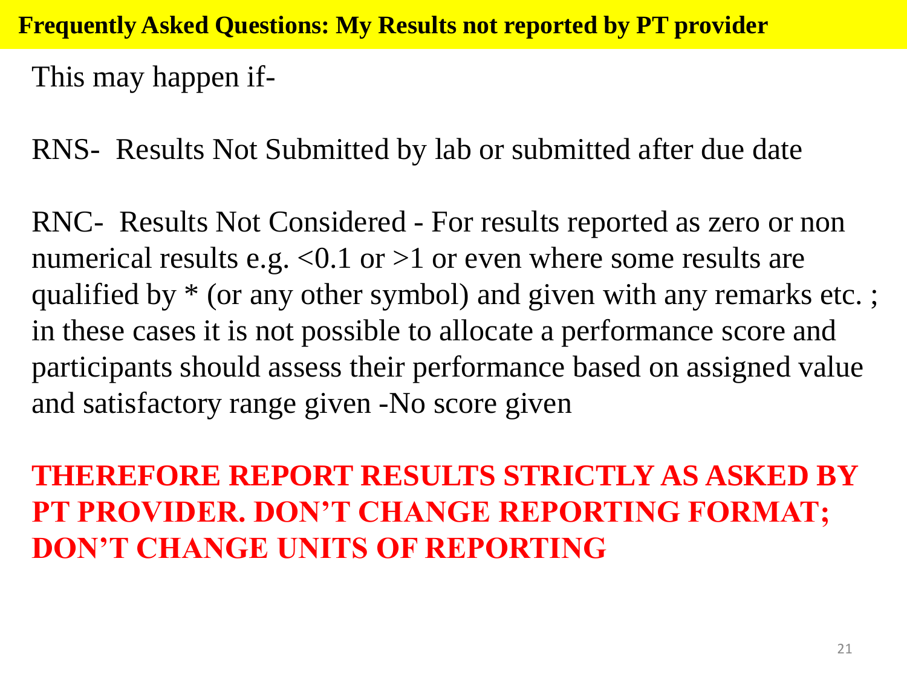## Frequently Asked Questions: My Results not reported by PT provider

This may happen if-

RNS- Results Not Submitted by lab or submitted after due date

RNC- Results Not Considered - For results reported as zero or non numerical results e.g. <0.1 or >1 or even where some results are qualified by * (or any other symbol) and given with any remarks etc. ; in these cases it is not possible to allocate a performance score and participants should assess their performance based on assigned value and satisfactory range given -No score given

**THEREFORE REPORT RESULTS STRICTLY AS ASKED BY PT PROVIDER. DON'T CHANGE REPORTING FORMAT; DON'T CHANGE UNITS OF REPORTING**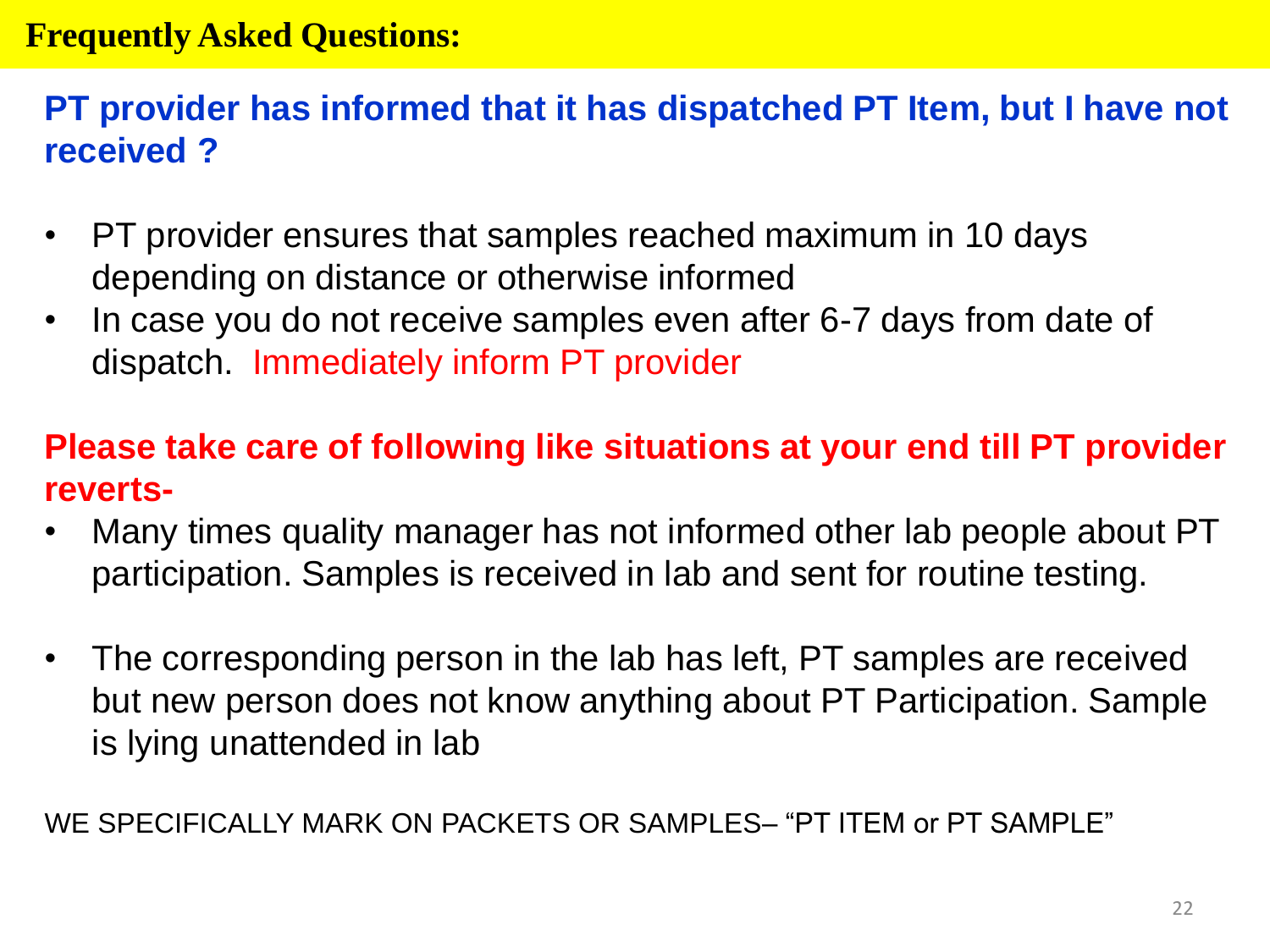# Frequently Asked Questions:

## PT provider has informed that it has dispatched PT Item, but I have not received ?

- PT provider ensures that samples reached maximum in 10 days depending on distance or otherwise informed
- In case you do not receive samples even after 6-7 days from date of dispatch. Immediately inform PT provider

## Please take care of following like situations at your end till PT provider reverts-

- Many times quality manager has not informed other lab people about PT participation. Samples is received in lab and sent for routine testing.
- The corresponding person in the lab has left, PT samples are received but new person does not know anything about PT Participation. Sample is lying unattended in lab

WE SPECIFICALLY MARK ON PACKETS OR SAMPLES– "PT ITEM or PT SAMPLE"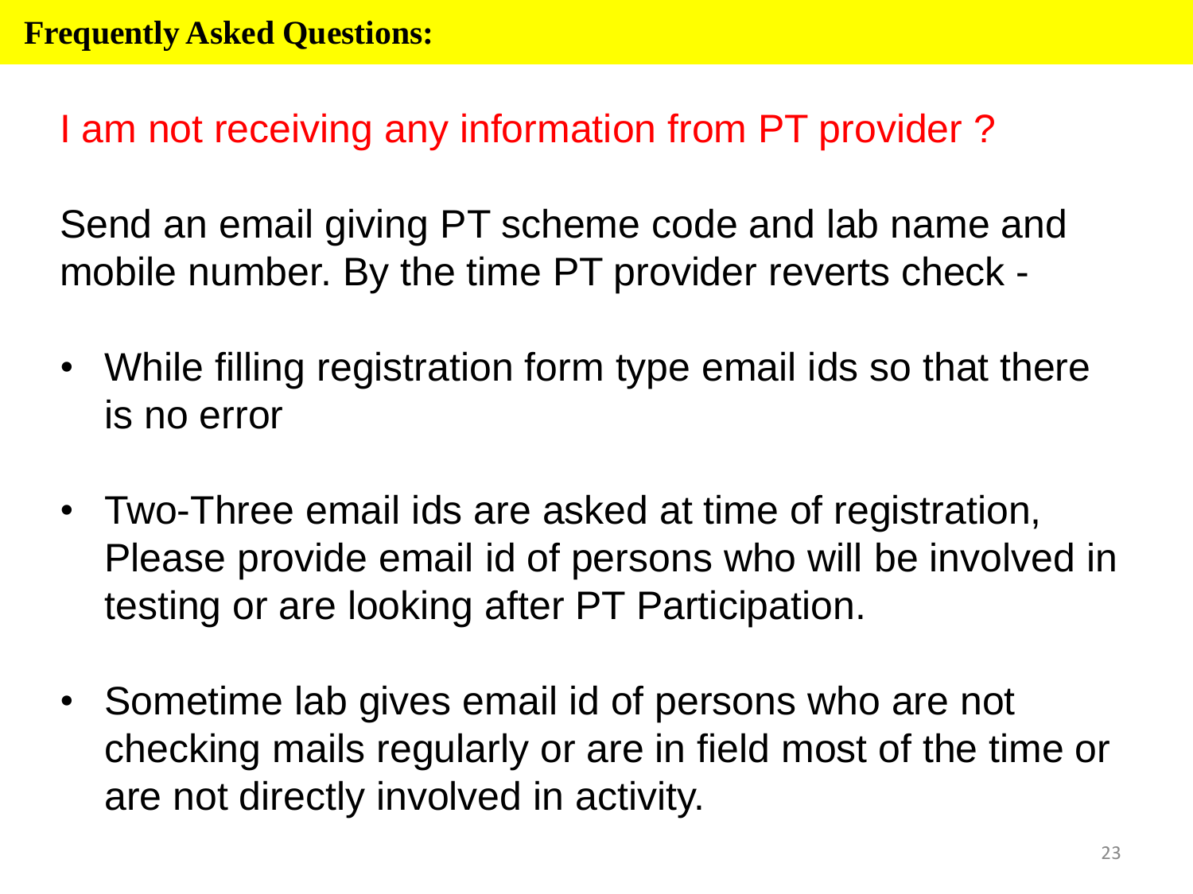**Frequently Asked Questions:**

## I am not receiving any information from PT provider ?

Send an email giving PT scheme code and lab name and mobile number. By the time PT provider reverts check -

- While filling registration form type email ids so that there is no error
- Two-Three email ids are asked at time of registration, Please provide email id of persons who will be involved in testing or are looking after PT Participation.
- Sometime lab gives email id of persons who are not checking mails regularly or are in field most of the time or are not directly involved in activity.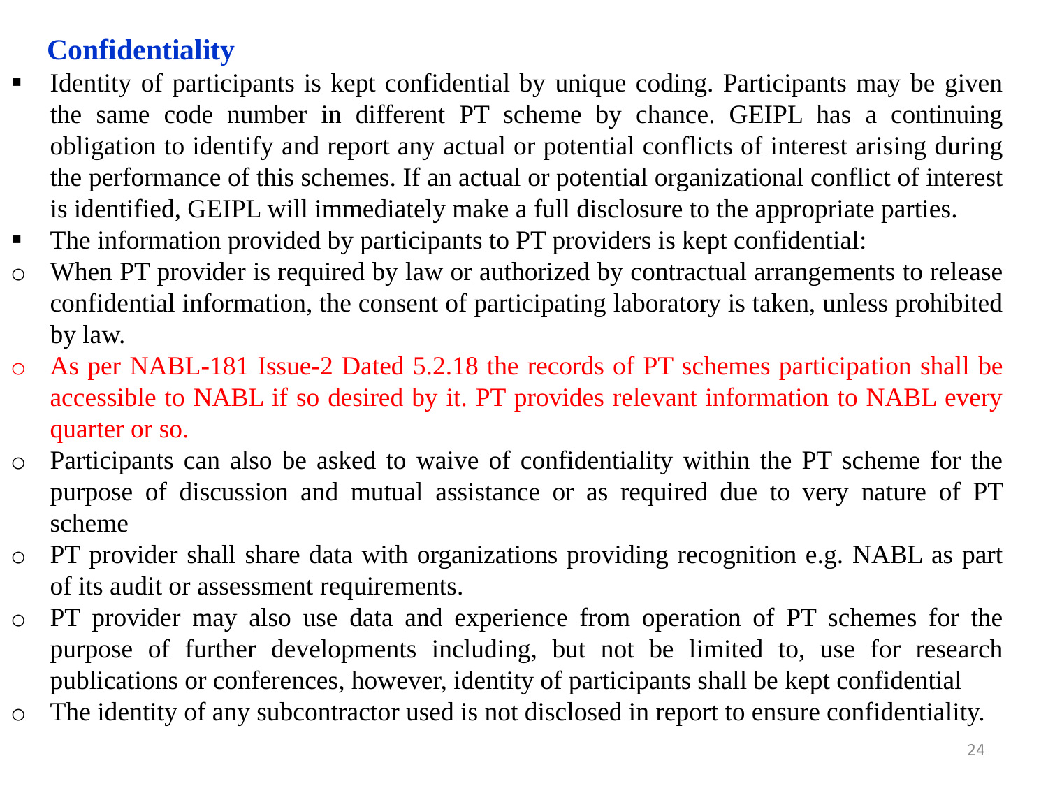## Confidentiality

- Identity of participants is kept confidential by unique coding. Participants may be given the same code number in different PT scheme by chance. GEIPL has a continuing obligation to identify and report any actual or potential conflicts of interest arising during the performance of this schemes. If an actual or potential organizational conflict of interest is identified, GEIPL will immediately make a full disclosure to the appropriate parties.
- The information provided by participants to PT providers is kept confidential:
  - When PT provider is required by law or authorized by contractual arrangements to release confidential information, the consent of participating laboratory is taken, unless prohibited by law.
  - As per NABL-181 Issue-2 Dated 5.2.18 the records of PT schemes participation shall be accessible to NABL if so desired by it. PT provides relevant information to NABL every quarter or so.
  - Participants can also be asked to waive of confidentiality within the PT scheme for the purpose of discussion and mutual assistance or as required due to very nature of PT scheme
  - PT provider shall share data with organizations providing recognition e.g. NABL as part of its audit or assessment requirements.
  - PT provider may also use data and experience from operation of PT schemes for the purpose of further developments including, but not be limited to, use for research publications or conferences, however, identity of participants shall be kept confidential
  - The identity of any subcontractor used is not disclosed in report to ensure confidentiality.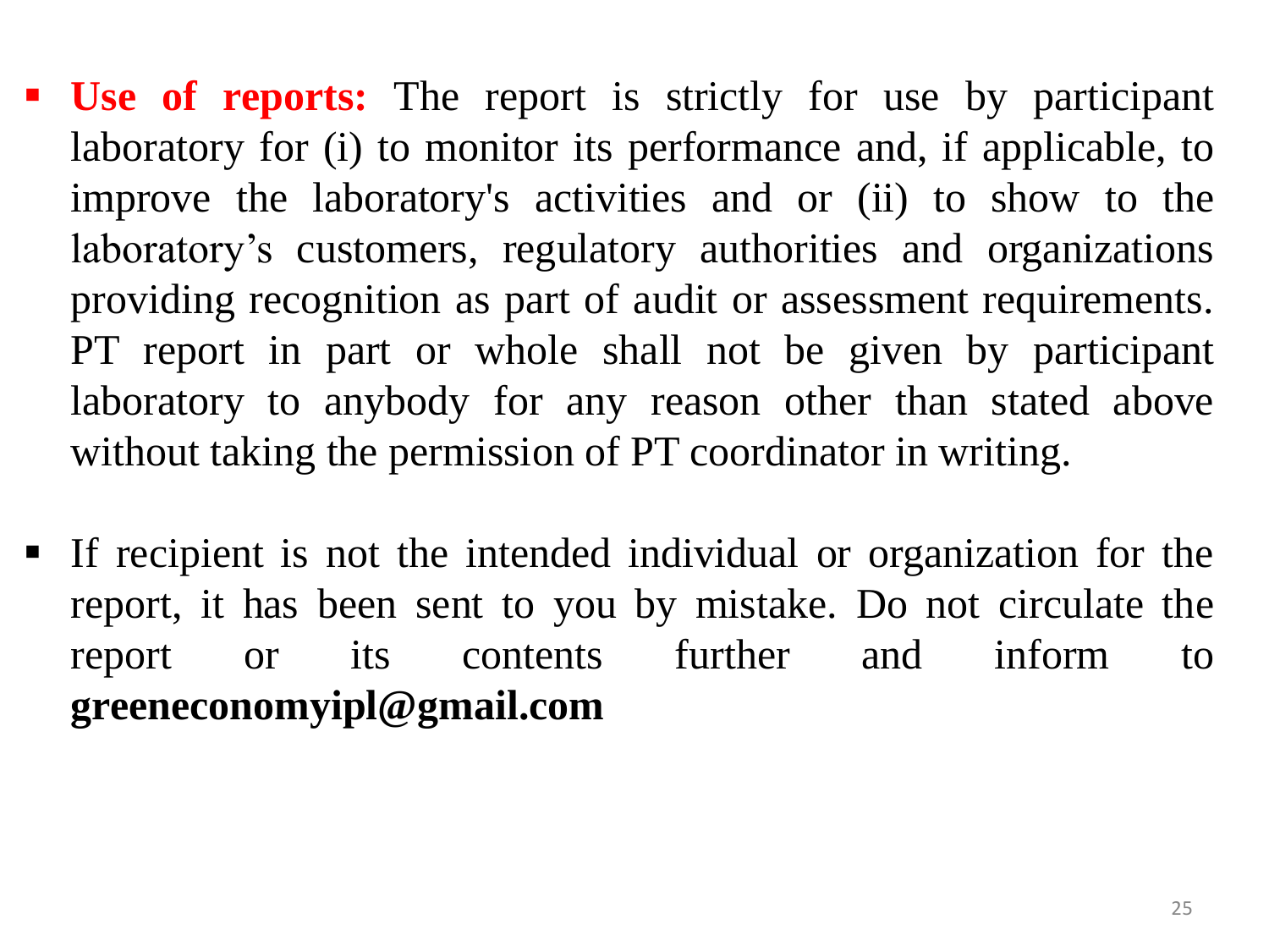- **Use of reports:** The report is strictly for use by participant laboratory for (i) to monitor its performance and, if applicable, to improve the laboratory's activities and or (ii) to show to the laboratory's customers, regulatory authorities and organizations providing recognition as part of audit or assessment requirements. PT report in part or whole shall not be given by participant laboratory to anybody for any reason other than stated above without taking the permission of PT coordinator in writing.

- If recipient is not the intended individual or organization for the report, it has been sent to you by mistake. Do not circulate the report or its contents further and inform to **greeneconomyipl@gmail.com**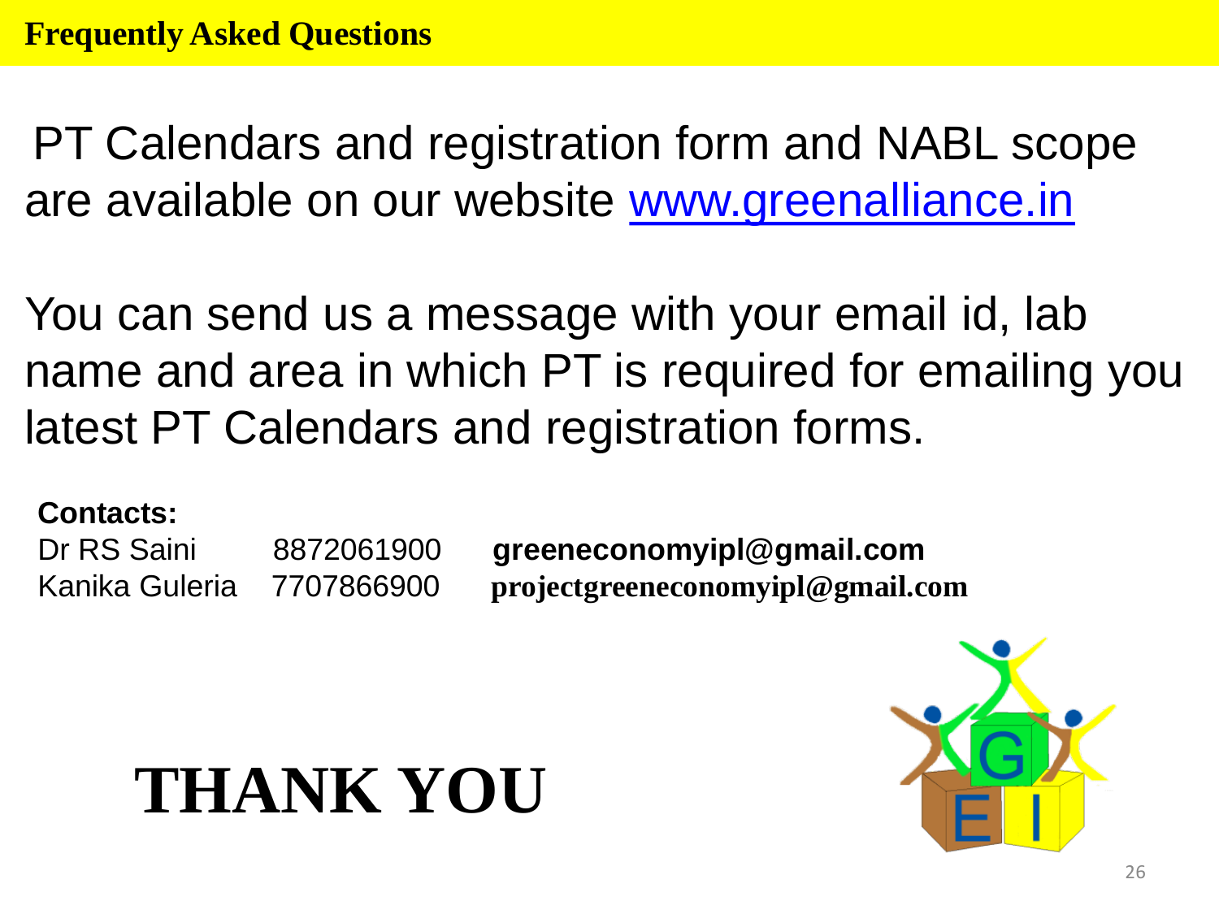**Frequently Asked Questions**

PT Calendars and registration form and NABL scope are available on our website [www.greenalliance.in](http://www.greenalliance.in)

You can send us a message with your email id, lab name and area in which PT is required for emailing you latest PT Calendars and registration forms.

**Contacts:**

| | | |
|---|---|---|
| Dr RS Saini | 8872061900 | **greeneconomyipl@gmail.com** |
| Kanika Guleria | 7707866900 | **projectgreeneconomyipl@gmail.com** |

# THANK YOU